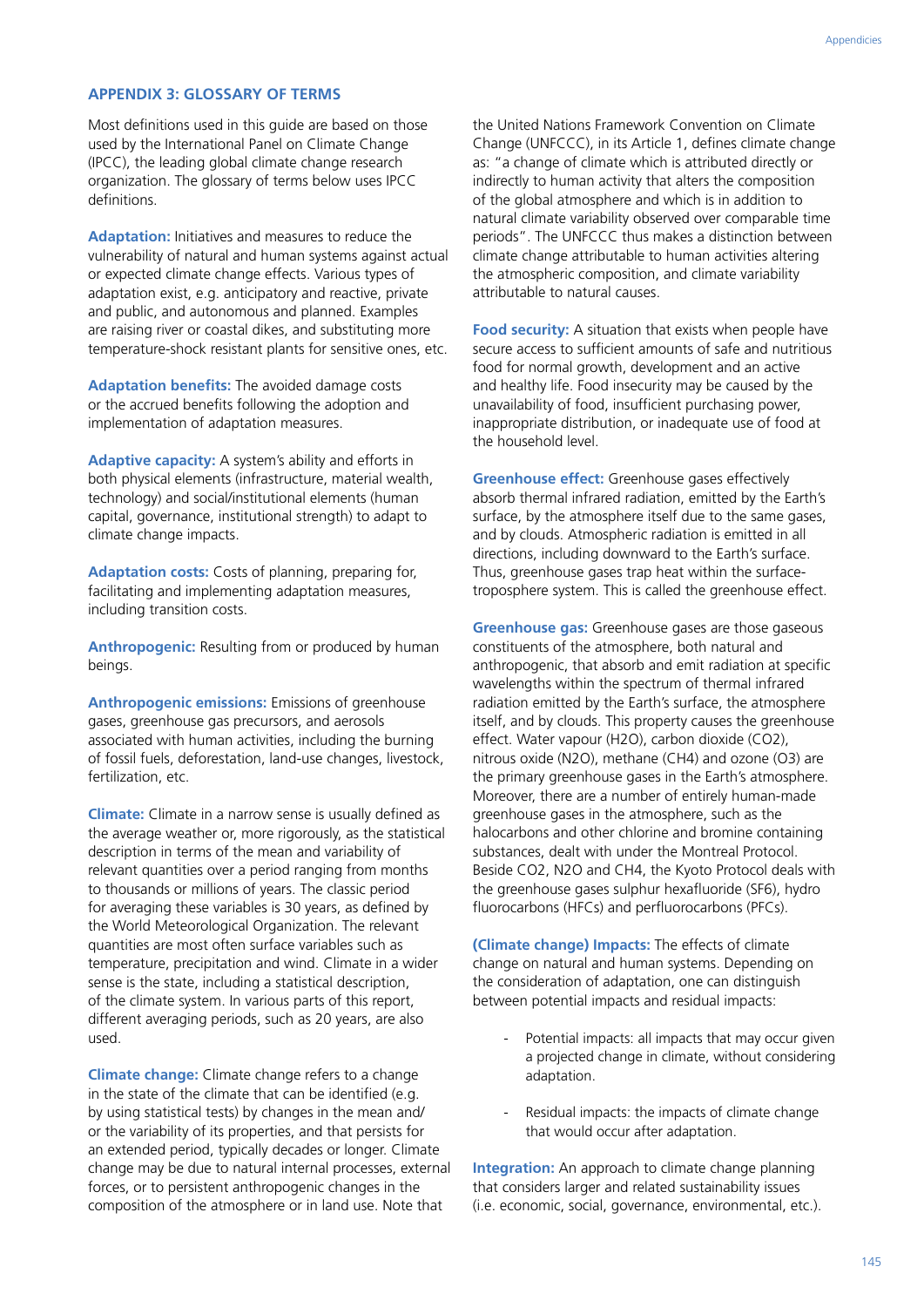## APPENDIX 3: GLOSSARY OF TERMS

Most definitions used in this guide are based on those used by the International Panel on Climate Change (IPCC), the leading global climate change research organization. The glossary of terms below uses IPCC definitions.

**Adaptation:** Initiatives and measures to reduce the vulnerability of natural and human systems against actual or expected climate change effects. Various types of adaptation exist, e.g. anticipatory and reactive, private and public, and autonomous and planned. Examples are raising river or coastal dikes, and substituting more temperature-shock resistant plants for sensitive ones, etc.

**Adaptation benefits:** The avoided damage costs or the accrued benefits following the adoption and implementation of adaptation measures.

**Adaptive capacity:** A system's ability and efforts in both physical elements (infrastructure, material wealth, technology) and social/institutional elements (human capital, governance, institutional strength) to adapt to climate change impacts.

**Adaptation costs:** Costs of planning, preparing for, facilitating and implementing adaptation measures, including transition costs.

**Anthropogenic:** Resulting from or produced by human beings.

**Anthropogenic emissions:** Emissions of greenhouse gases, greenhouse gas precursors, and aerosols associated with human activities, including the burning of fossil fuels, deforestation, land-use changes, livestock, fertilization, etc.

**Climate:** Climate in a narrow sense is usually defined as the average weather or, more rigorously, as the statistical description in terms of the mean and variability of relevant quantities over a period ranging from months to thousands or millions of years. The classic period for averaging these variables is 30 years, as defined by the World Meteorological Organization. The relevant quantities are most often surface variables such as temperature, precipitation and wind. Climate in a wider sense is the state, including a statistical description, of the climate system. In various parts of this report, different averaging periods, such as 20 years, are also used.

**Climate change:** Climate change refers to a change in the state of the climate that can be identified (e.g. by using statistical tests) by changes in the mean and/or the variability of its properties, and that persists for an extended period, typically decades or longer. Climate change may be due to natural internal processes, external forces, or to persistent anthropogenic changes in the composition of the atmosphere or in land use. Note that the United Nations Framework Convention on Climate Change (UNFCCC), in its Article 1, defines climate change as: "a change of climate which is attributed directly or indirectly to human activity that alters the composition of the global atmosphere and which is in addition to natural climate variability observed over comparable time periods". The UNFCCC thus makes a distinction between climate change attributable to human activities altering the atmospheric composition, and climate variability attributable to natural causes.

**Food security:** A situation that exists when people have secure access to sufficient amounts of safe and nutritious food for normal growth, development and an active and healthy life. Food insecurity may be caused by the unavailability of food, insufficient purchasing power, inappropriate distribution, or inadequate use of food at the household level.

**Greenhouse effect:** Greenhouse gases effectively absorb thermal infrared radiation, emitted by the Earth's surface, by the atmosphere itself due to the same gases, and by clouds. Atmospheric radiation is emitted in all directions, including downward to the Earth's surface. Thus, greenhouse gases trap heat within the surface-troposphere system. This is called the greenhouse effect.

**Greenhouse gas:** Greenhouse gases are those gaseous constituents of the atmosphere, both natural and anthropogenic, that absorb and emit radiation at specific wavelengths within the spectrum of thermal infrared radiation emitted by the Earth's surface, the atmosphere itself, and by clouds. This property causes the greenhouse effect. Water vapour ($H_2O$), carbon dioxide ($CO_2$), nitrous oxide ($N_2O$), methane ($CH_4$) and ozone ($O_3$) are the primary greenhouse gases in the Earth's atmosphere. Moreover, there are a number of entirely human-made greenhouse gases in the atmosphere, such as the halocarbons and other chlorine and bromine containing substances, dealt with under the Montreal Protocol. Beside $CO_2$, $N_2O$ and $CH_4$, the Kyoto Protocol deals with the greenhouse gases sulphur hexafluoride ($SF_6$), hydro fluorocarbons (HFCs) and perfluorocarbons (PFCs).

**(Climate change) Impacts:** The effects of climate change on natural and human systems. Depending on the consideration of adaptation, one can distinguish between potential impacts and residual impacts:

- Potential impacts: all impacts that may occur given a projected change in climate, without considering adaptation.
- Residual impacts: the impacts of climate change that would occur after adaptation.

**Integration:** An approach to climate change planning that considers larger and related sustainability issues (i.e. economic, social, governance, environmental, etc.).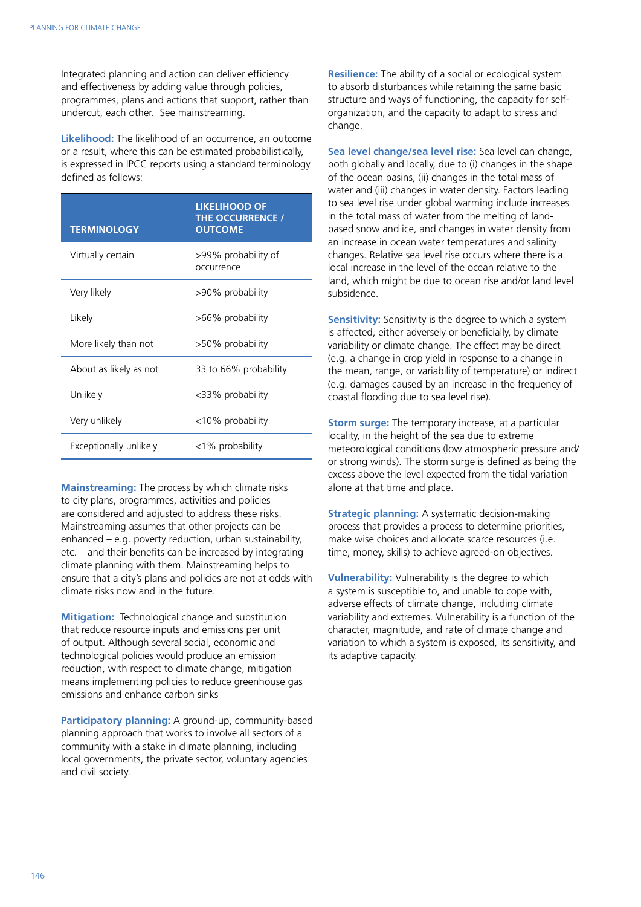Integrated planning and action can deliver efficiency and effectiveness by adding value through policies, programmes, plans and actions that support, rather than undercut, each other. See mainstreaming.

**Likelihood:** The likelihood of an occurrence, an outcome or a result, where this can be estimated probabilistically, is expressed in IPCC reports using a standard terminology defined as follows:

| TERMINOLOGY | LIKELIHOOD OF THE OCCURRENCE / OUTCOME |
|---|---|
| Virtually certain | >99% probability of occurrence |
| Very likely | >90% probability |
| Likely | >66% probability |
| More likely than not | >50% probability |
| About as likely as not | 33 to 66% probability |
| Unlikely | <33% probability |
| Very unlikely | <10% probability |
| Exceptionally unlikely | <1% probability |

**Mainstreaming:** The process by which climate risks to city plans, programmes, activities and policies are considered and adjusted to address these risks. Mainstreaming assumes that other projects can be enhanced – e.g. poverty reduction, urban sustainability, etc. – and their benefits can be increased by integrating climate planning with them. Mainstreaming helps to ensure that a city's plans and policies are not at odds with climate risks now and in the future.

**Mitigation:** Technological change and substitution that reduce resource inputs and emissions per unit of output. Although several social, economic and technological policies would produce an emission reduction, with respect to climate change, mitigation means implementing policies to reduce greenhouse gas emissions and enhance carbon sinks

**Participatory planning:** A ground-up, community-based planning approach that works to involve all sectors of a community with a stake in climate planning, including local governments, the private sector, voluntary agencies and civil society.

**Resilience:** The ability of a social or ecological system to absorb disturbances while retaining the same basic structure and ways of functioning, the capacity for self-organization, and the capacity to adapt to stress and change.

**Sea level change/sea level rise:** Sea level can change, both globally and locally, due to (i) changes in the shape of the ocean basins, (ii) changes in the total mass of water and (iii) changes in water density. Factors leading to sea level rise under global warming include increases in the total mass of water from the melting of land-based snow and ice, and changes in water density from an increase in ocean water temperatures and salinity changes. Relative sea level rise occurs where there is a local increase in the level of the ocean relative to the land, which might be due to ocean rise and/or land level subsidence.

**Sensitivity:** Sensitivity is the degree to which a system is affected, either adversely or beneficially, by climate variability or climate change. The effect may be direct (e.g. a change in crop yield in response to a change in the mean, range, or variability of temperature) or indirect (e.g. damages caused by an increase in the frequency of coastal flooding due to sea level rise).

**Storm surge:** The temporary increase, at a particular locality, in the height of the sea due to extreme meteorological conditions (low atmospheric pressure and/or strong winds). The storm surge is defined as being the excess above the level expected from the tidal variation alone at that time and place.

**Strategic planning:** A systematic decision-making process that provides a process to determine priorities, make wise choices and allocate scarce resources (i.e. time, money, skills) to achieve agreed-on objectives.

**Vulnerability:** Vulnerability is the degree to which a system is susceptible to, and unable to cope with, adverse effects of climate change, including climate variability and extremes. Vulnerability is a function of the character, magnitude, and rate of climate change and variation to which a system is exposed, its sensitivity, and its adaptive capacity.